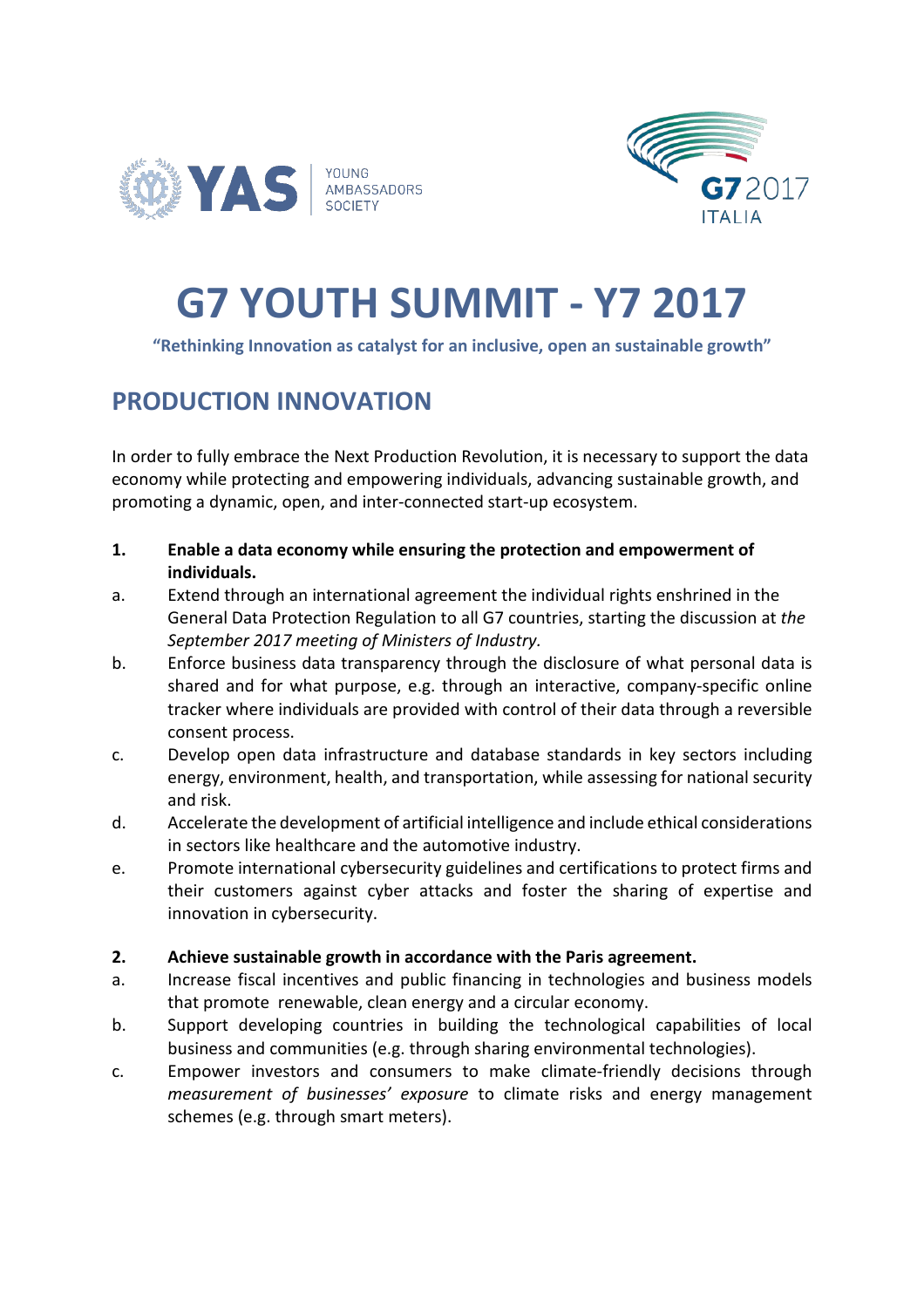# G7 YOUTH SUMMIT - Y7 2017

**"Rethinking Innovation as catalyst for an inclusive, open an sustainable growth"**

## PRODUCTION INNOVATION

In order to fully embrace the Next Production Revolution, it is necessary to support the data economy while protecting and empowering individuals, advancing sustainable growth, and promoting a dynamic, open, and inter-connected start-up ecosystem.

**1. Enable a data economy while ensuring the protection and empowerment of individuals.**

a. Extend through an international agreement the individual rights enshrined in the General Data Protection Regulation to all G7 countries, starting the discussion at *the September 2017 meeting of Ministers of Industry.*

b. Enforce business data transparency through the disclosure of what personal data is shared and for what purpose, e.g. through an interactive, company-specific online tracker where individuals are provided with control of their data through a reversible consent process.

c. Develop open data infrastructure and database standards in key sectors including energy, environment, health, and transportation, while assessing for national security and risk.

d. Accelerate the development of artificial intelligence and include ethical considerations in sectors like healthcare and the automotive industry.

e. Promote international cybersecurity guidelines and certifications to protect firms and their customers against cyber attacks and foster the sharing of expertise and innovation in cybersecurity.

**2. Achieve sustainable growth in accordance with the Paris agreement.**

a. Increase fiscal incentives and public financing in technologies and business models that promote renewable, clean energy and a circular economy.

b. Support developing countries in building the technological capabilities of local business and communities (e.g. through sharing environmental technologies).

c. Empower investors and consumers to make climate-friendly decisions through *measurement of businesses' exposure* to climate risks and energy management schemes (e.g. through smart meters).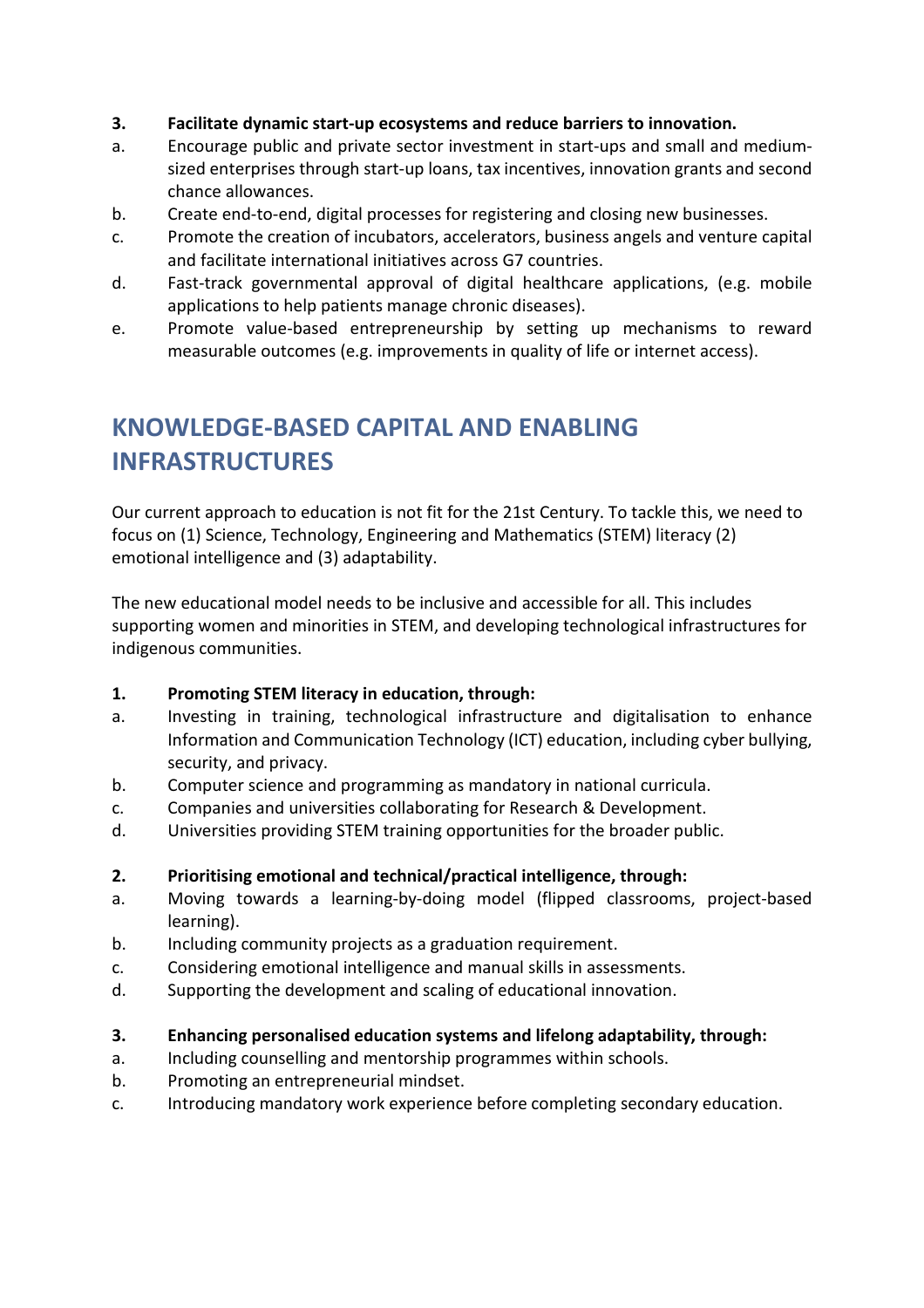**3. Facilitate dynamic start-up ecosystems and reduce barriers to innovation.**

a. Encourage public and private sector investment in start-ups and small and medium-sized enterprises through start-up loans, tax incentives, innovation grants and second chance allowances.

b. Create end-to-end, digital processes for registering and closing new businesses.

c. Promote the creation of incubators, accelerators, business angels and venture capital and facilitate international initiatives across G7 countries.

d. Fast-track governmental approval of digital healthcare applications, (e.g. mobile applications to help patients manage chronic diseases).

e. Promote value-based entrepreneurship by setting up mechanisms to reward measurable outcomes (e.g. improvements in quality of life or internet access).

## KNOWLEDGE-BASED CAPITAL AND ENABLING INFRASTRUCTURES

Our current approach to education is not fit for the 21st Century. To tackle this, we need to focus on (1) Science, Technology, Engineering and Mathematics (STEM) literacy (2) emotional intelligence and (3) adaptability.

The new educational model needs to be inclusive and accessible for all. This includes supporting women and minorities in STEM, and developing technological infrastructures for indigenous communities.

**1. Promoting STEM literacy in education, through:**

a. Investing in training, technological infrastructure and digitalisation to enhance Information and Communication Technology (ICT) education, including cyber bullying, security, and privacy.

b. Computer science and programming as mandatory in national curricula.

c. Companies and universities collaborating for Research & Development.

d. Universities providing STEM training opportunities for the broader public.

**2. Prioritising emotional and technical/practical intelligence, through:**

a. Moving towards a learning-by-doing model (flipped classrooms, project-based learning).

b. Including community projects as a graduation requirement.

c. Considering emotional intelligence and manual skills in assessments.

d. Supporting the development and scaling of educational innovation.

**3. Enhancing personalised education systems and lifelong adaptability, through:**

a. Including counselling and mentorship programmes within schools.

b. Promoting an entrepreneurial mindset.

c. Introducing mandatory work experience before completing secondary education.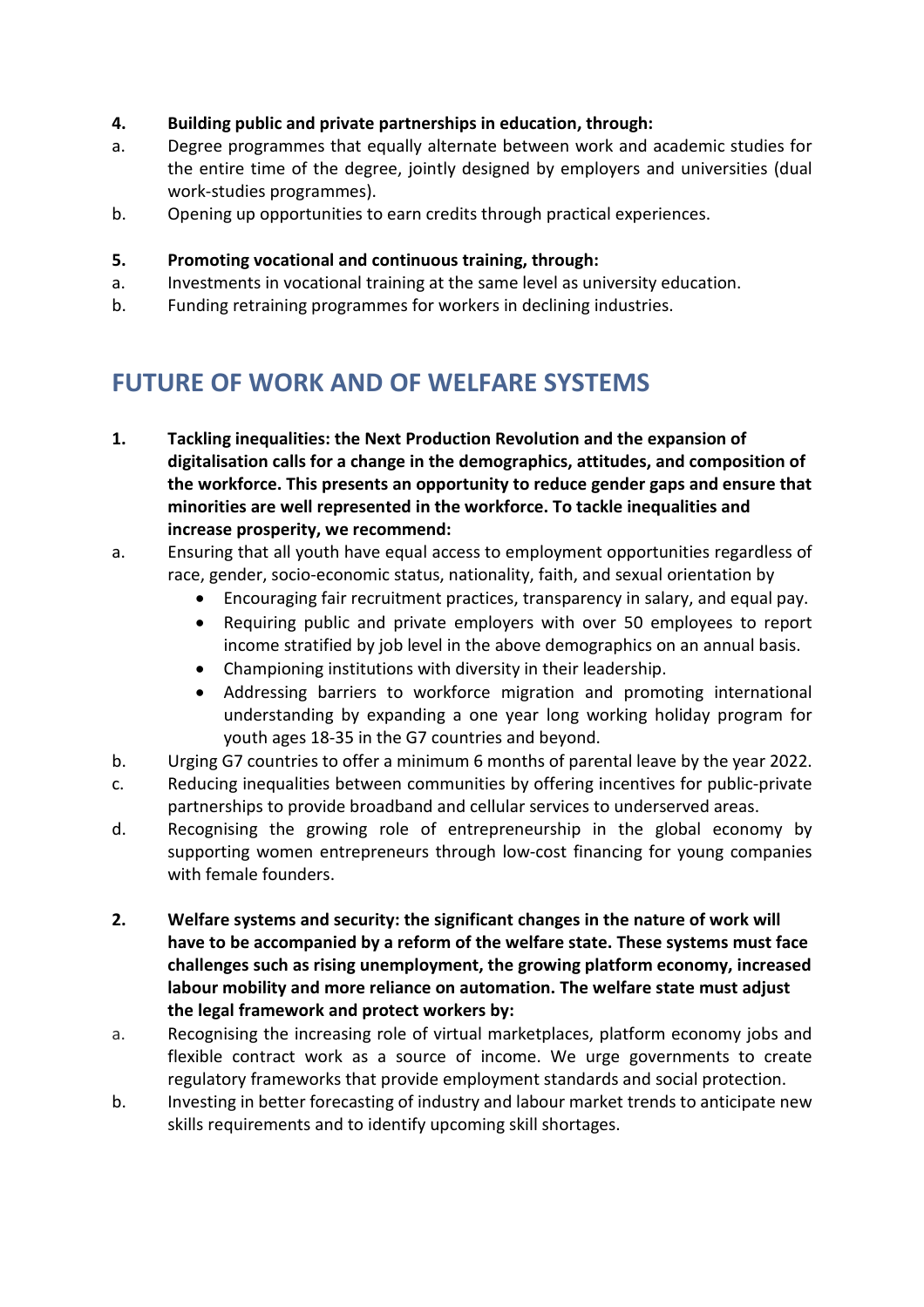**4. Building public and private partnerships in education, through:**

a. Degree programmes that equally alternate between work and academic studies for the entire time of the degree, jointly designed by employers and universities (dual work-studies programmes).

b. Opening up opportunities to earn credits through practical experiences.

**5. Promoting vocational and continuous training, through:**

a. Investments in vocational training at the same level as university education.

b. Funding retraining programmes for workers in declining industries.

## FUTURE OF WORK AND OF WELFARE SYSTEMS

**1. Tackling inequalities: the Next Production Revolution and the expansion of digitalisation calls for a change in the demographics, attitudes, and composition of the workforce. This presents an opportunity to reduce gender gaps and ensure that minorities are well represented in the workforce. To tackle inequalities and increase prosperity, we recommend:**

a. Ensuring that all youth have equal access to employment opportunities regardless of race, gender, socio-economic status, nationality, faith, and sexual orientation by

- Encouraging fair recruitment practices, transparency in salary, and equal pay.
- Requiring public and private employers with over 50 employees to report income stratified by job level in the above demographics on an annual basis.
- Championing institutions with diversity in their leadership.
- Addressing barriers to workforce migration and promoting international understanding by expanding a one year long working holiday program for youth ages 18-35 in the G7 countries and beyond.

b. Urging G7 countries to offer a minimum 6 months of parental leave by the year 2022.

c. Reducing inequalities between communities by offering incentives for public-private partnerships to provide broadband and cellular services to underserved areas.

d. Recognising the growing role of entrepreneurship in the global economy by supporting women entrepreneurs through low-cost financing for young companies with female founders.

**2. Welfare systems and security: the significant changes in the nature of work will have to be accompanied by a reform of the welfare state. These systems must face challenges such as rising unemployment, the growing platform economy, increased labour mobility and more reliance on automation. The welfare state must adjust the legal framework and protect workers by:**

a. Recognising the increasing role of virtual marketplaces, platform economy jobs and flexible contract work as a source of income. We urge governments to create regulatory frameworks that provide employment standards and social protection.

b. Investing in better forecasting of industry and labour market trends to anticipate new skills requirements and to identify upcoming skill shortages.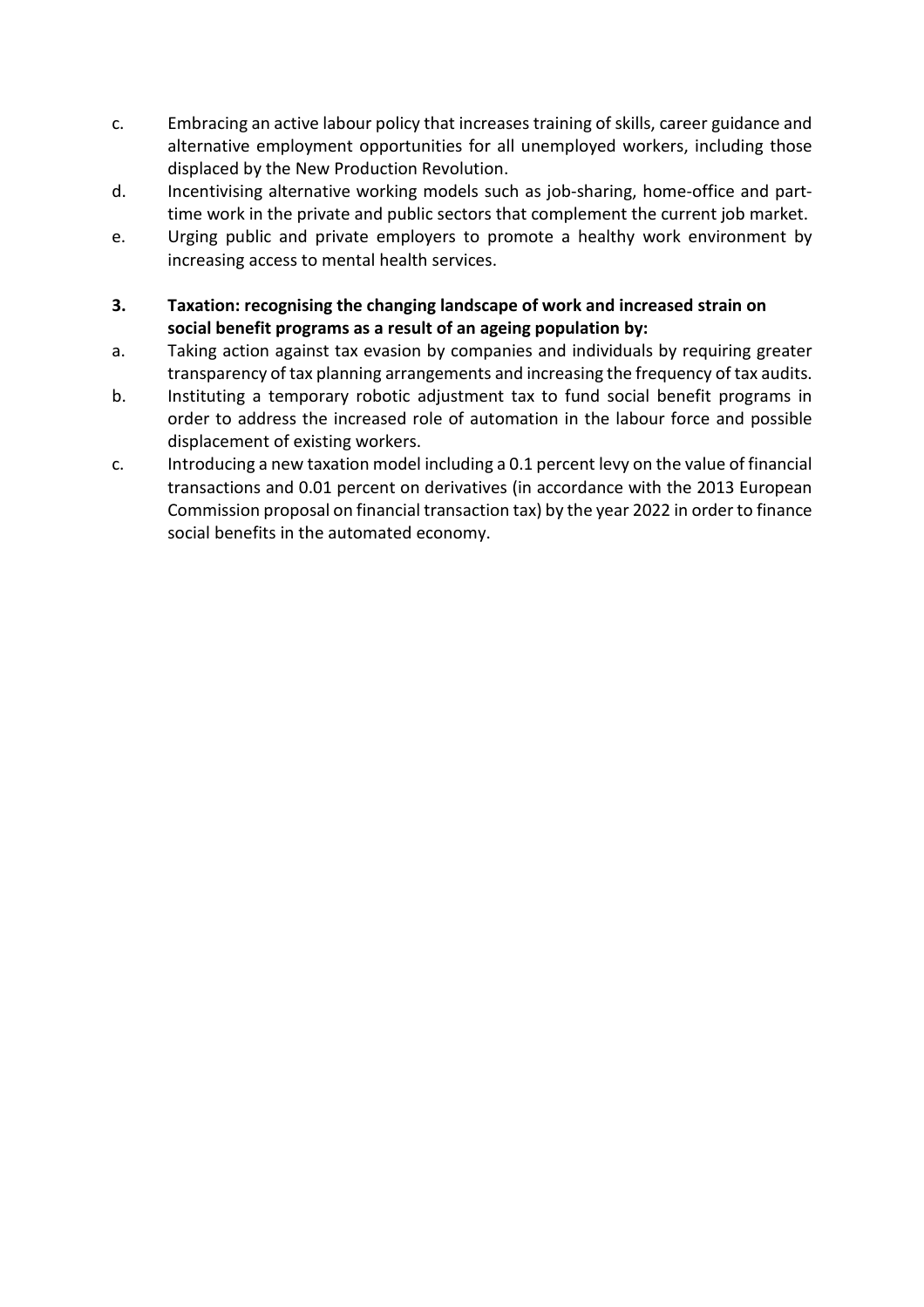c. Embracing an active labour policy that increases training of skills, career guidance and alternative employment opportunities for all unemployed workers, including those displaced by the New Production Revolution.

d. Incentivising alternative working models such as job-sharing, home-office and part-time work in the private and public sectors that complement the current job market.

e. Urging public and private employers to promote a healthy work environment by increasing access to mental health services.

**3. Taxation: recognising the changing landscape of work and increased strain on social benefit programs as a result of an ageing population by:**

a. Taking action against tax evasion by companies and individuals by requiring greater transparency of tax planning arrangements and increasing the frequency of tax audits.

b. Instituting a temporary robotic adjustment tax to fund social benefit programs in order to address the increased role of automation in the labour force and possible displacement of existing workers.

c. Introducing a new taxation model including a 0.1 percent levy on the value of financial transactions and 0.01 percent on derivatives (in accordance with the 2013 European Commission proposal on financial transaction tax) by the year 2022 in order to finance social benefits in the automated economy.